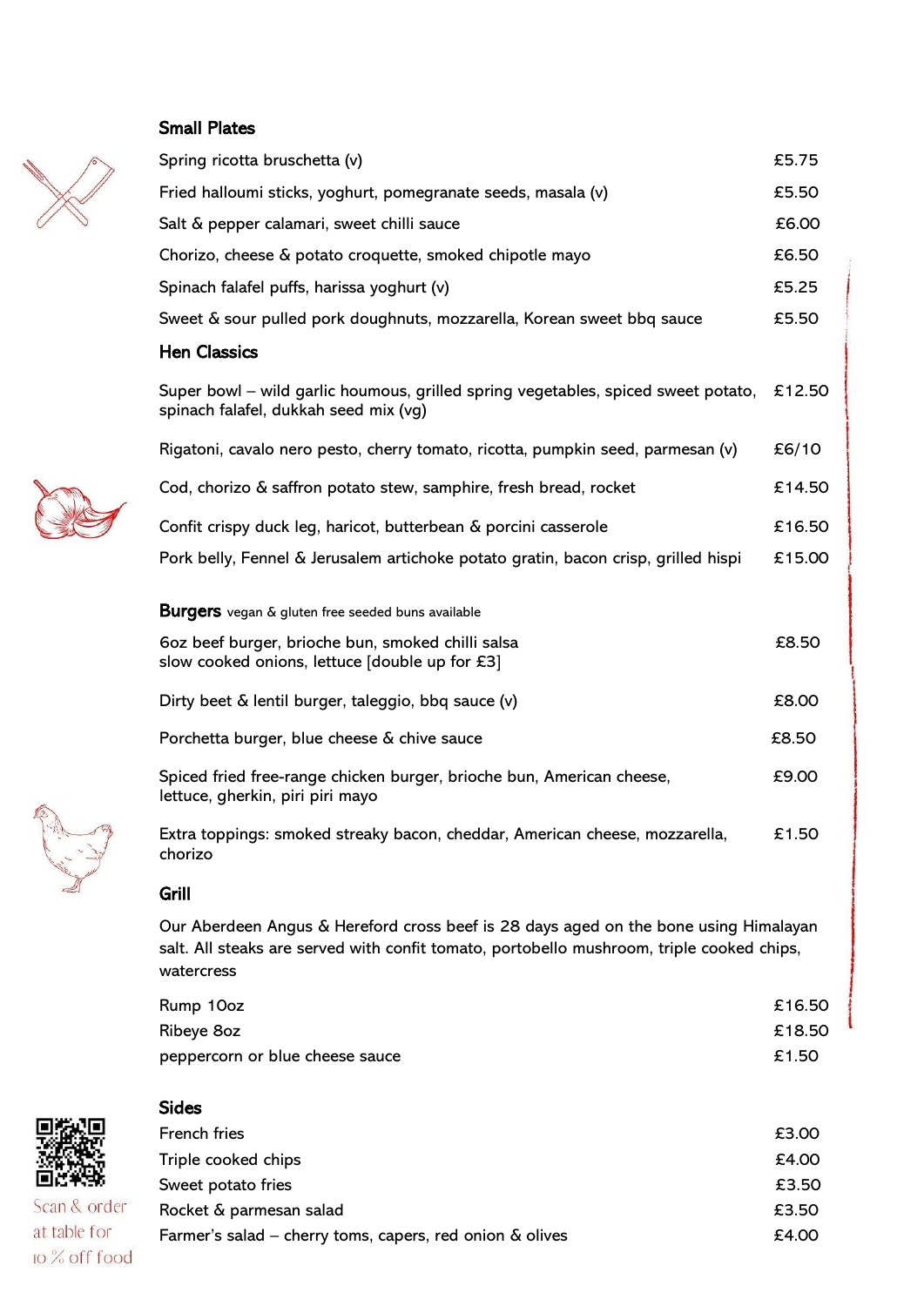## Small Plates

| | |
|---|---|
| Spring ricotta bruschetta (v) | £5.75 |
| Fried halloumi sticks, yoghurt, pomegranate seeds, masala (v) | £5.50 |
| Salt & pepper calamari, sweet chilli sauce | £6.00 |
| Chorizo, cheese & potato croquette, smoked chipotle mayo | £6.50 |
| Spinach falafel puffs, harissa yoghurt (v) | £5.25 |
| Sweet & sour pulled pork doughnuts, mozzarella, Korean sweet bbq sauce | £5.50 |

## Hen Classics

| | |
|---|---|
| Super bowl – wild garlic houmous, grilled spring vegetables, spiced sweet potato, spinach falafel, dukkah seed mix (vg) | £12.50 |
| Rigatoni, cavalo nero pesto, cherry tomato, ricotta, pumpkin seed, parmesan (v) | £6/10 |
| Cod, chorizo & saffron potato stew, samphire, fresh bread, rocket | £14.50 |
| Confit crispy duck leg, haricot, butterbean & porcini casserole | £16.50 |
| Pork belly, Fennel & Jerusalem artichoke potato gratin, bacon crisp, grilled hispi | £15.00 |

## Burgers
vegan & gluten free seeded buns available

| | |
|---|---|
| 6oz beef burger, brioche bun, smoked chilli salsa slow cooked onions, lettuce [double up for £3] | £8.50 |
| Dirty beet & lentil burger, taleggio, bbq sauce (v) | £8.00 |
| Porchetta burger, blue cheese & chive sauce | £8.50 |
| Spiced fried free-range chicken burger, brioche bun, American cheese, lettuce, gherkin, piri piri mayo | £9.00 |
| Extra toppings: smoked streaky bacon, cheddar, American cheese, mozzarella, chorizo | £1.50 |

## Grill

Our Aberdeen Angus & Hereford cross beef is 28 days aged on the bone using Himalayan salt. All steaks are served with confit tomato, portobello mushroom, triple cooked chips, watercress

| | |
|---|---|
| Rump 10oz | £16.50 |
| Ribeye 8oz | £18.50 |
| peppercorn or blue cheese sauce | £1.50 |

## Sides

| | |
|---|---|
| French fries | £3.00 |
| Triple cooked chips | £4.00 |
| Sweet potato fries | £3.50 |
| Rocket & parmesan salad | £3.50 |
| Farmer's salad – cherry toms, capers, red onion & olives | £4.00 |

Scan & order at table for 10 % off food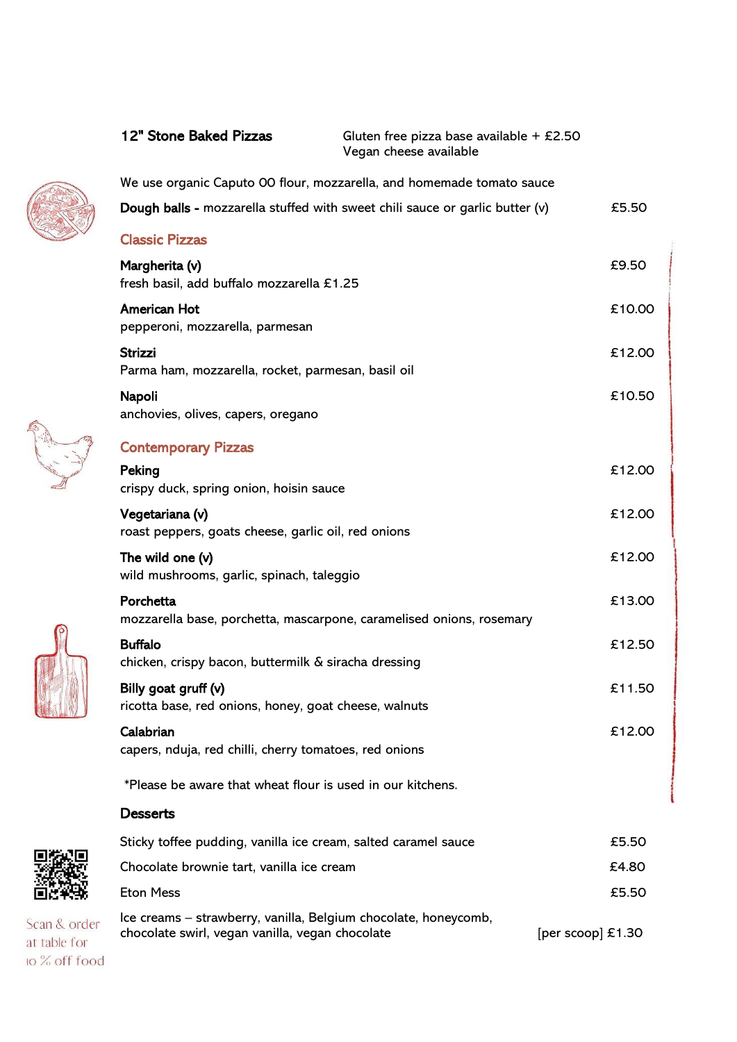## 12" Stone Baked Pizzas

Gluten free pizza base available + £2.50
Vegan cheese available

We use organic Caputo 00 flour, mozzarella, and homemade tomato sauce

**Dough balls -** mozzarella stuffed with sweet chili sauce or garlic butter (v) £5.50

### Classic Pizzas

**Margherita (v)** £9.50
fresh basil, add buffalo mozzarella £1.25

**American Hot** £10.00
pepperoni, mozzarella, parmesan

**Strizzi** £12.00
Parma ham, mozzarella, rocket, parmesan, basil oil

**Napoli** £10.50
anchovies, olives, capers, oregano

### Contemporary Pizzas

**Peking** £12.00
crispy duck, spring onion, hoisin sauce

**Vegetariana (v)** £12.00
roast peppers, goats cheese, garlic oil, red onions

**The wild one (v)** £12.00
wild mushrooms, garlic, spinach, taleggio

**Porchetta** £13.00
mozzarella base, porchetta, mascarpone, caramelised onions, rosemary

**Buffalo** £12.50
chicken, crispy bacon, buttermilk & siracha dressing

**Billy goat gruff (v)** £11.50
ricotta base, red onions, honey, goat cheese, walnuts

**Calabrian** £12.00
capers, nduja, red chilli, cherry tomatoes, red onions

*Please be aware that wheat flour is used in our kitchens.

### Desserts

Sticky toffee pudding, vanilla ice cream, salted caramel sauce £5.50

Chocolate brownie tart, vanilla ice cream £4.80

Eton Mess £5.50

Ice creams – strawberry, vanilla, Belgium chocolate, honeycomb, chocolate swirl, vegan vanilla, vegan chocolate [per scoop] £1.30

Scan & order at table for 10 % off food